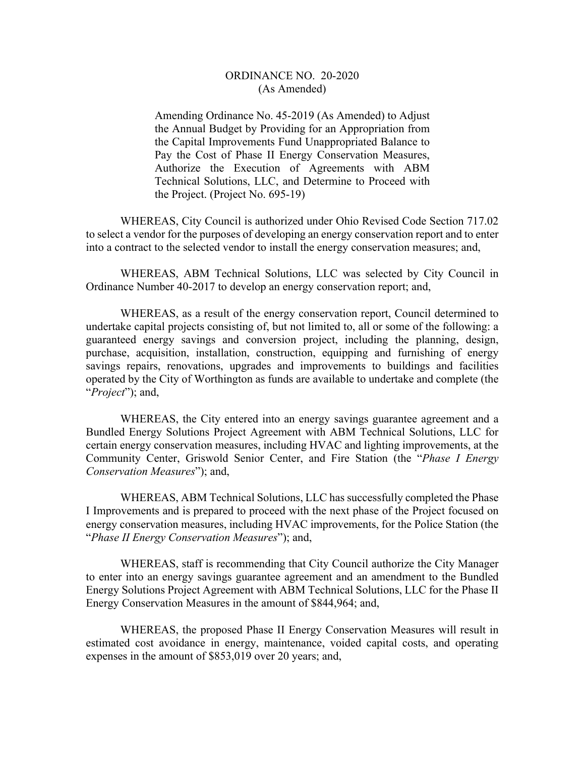# ORDINANCE NO. 20-2020
(As Amended)

Amending Ordinance No. 45-2019 (As Amended) to Adjust the Annual Budget by Providing for an Appropriation from the Capital Improvements Fund Unappropriated Balance to Pay the Cost of Phase II Energy Conservation Measures, Authorize the Execution of Agreements with ABM Technical Solutions, LLC, and Determine to Proceed with the Project. (Project No. 695-19)

WHEREAS, City Council is authorized under Ohio Revised Code Section 717.02 to select a vendor for the purposes of developing an energy conservation report and to enter into a contract to the selected vendor to install the energy conservation measures; and,

WHEREAS, ABM Technical Solutions, LLC was selected by City Council in Ordinance Number 40-2017 to develop an energy conservation report; and,

WHEREAS, as a result of the energy conservation report, Council determined to undertake capital projects consisting of, but not limited to, all or some of the following: a guaranteed energy savings and conversion project, including the planning, design, purchase, acquisition, installation, construction, equipping and furnishing of energy savings repairs, renovations, upgrades and improvements to buildings and facilities operated by the City of Worthington as funds are available to undertake and complete (the "*Project*"); and,

WHEREAS, the City entered into an energy savings guarantee agreement and a Bundled Energy Solutions Project Agreement with ABM Technical Solutions, LLC for certain energy conservation measures, including HVAC and lighting improvements, at the Community Center, Griswold Senior Center, and Fire Station (the "*Phase I Energy Conservation Measures*"); and,

WHEREAS, ABM Technical Solutions, LLC has successfully completed the Phase I Improvements and is prepared to proceed with the next phase of the Project focused on energy conservation measures, including HVAC improvements, for the Police Station (the "*Phase II Energy Conservation Measures*"); and,

WHEREAS, staff is recommending that City Council authorize the City Manager to enter into an energy savings guarantee agreement and an amendment to the Bundled Energy Solutions Project Agreement with ABM Technical Solutions, LLC for the Phase II Energy Conservation Measures in the amount of $844,964; and,

WHEREAS, the proposed Phase II Energy Conservation Measures will result in estimated cost avoidance in energy, maintenance, voided capital costs, and operating expenses in the amount of $853,019 over 20 years; and,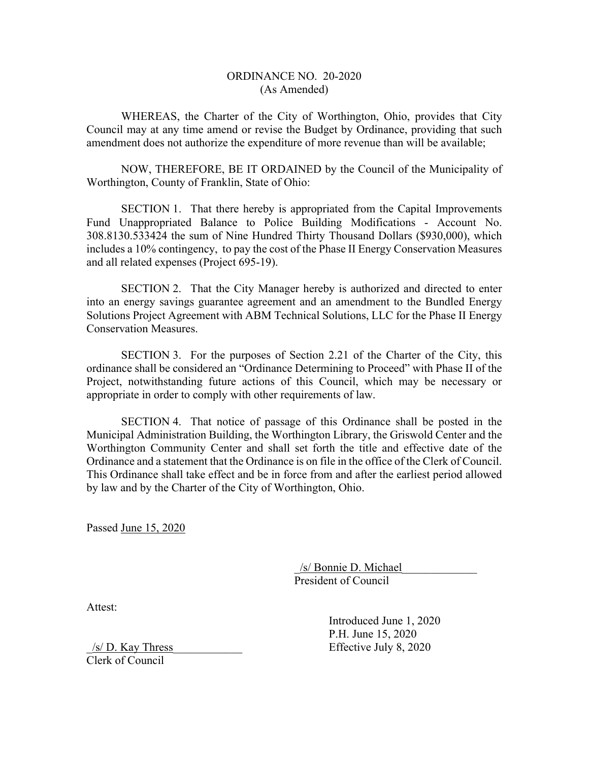ORDINANCE NO. 20-2020
(As Amended)

WHEREAS, the Charter of the City of Worthington, Ohio, provides that City Council may at any time amend or revise the Budget by Ordinance, providing that such amendment does not authorize the expenditure of more revenue than will be available;

NOW, THEREFORE, BE IT ORDAINED by the Council of the Municipality of Worthington, County of Franklin, State of Ohio:

SECTION 1. That there hereby is appropriated from the Capital Improvements Fund Unappropriated Balance to Police Building Modifications - Account No. 308.8130.533424 the sum of Nine Hundred Thirty Thousand Dollars ($930,000), which includes a 10% contingency, to pay the cost of the Phase II Energy Conservation Measures and all related expenses (Project 695-19).

SECTION 2. That the City Manager hereby is authorized and directed to enter into an energy savings guarantee agreement and an amendment to the Bundled Energy Solutions Project Agreement with ABM Technical Solutions, LLC for the Phase II Energy Conservation Measures.

SECTION 3. For the purposes of Section 2.21 of the Charter of the City, this ordinance shall be considered an "Ordinance Determining to Proceed" with Phase II of the Project, notwithstanding future actions of this Council, which may be necessary or appropriate in order to comply with other requirements of law.

SECTION 4. That notice of passage of this Ordinance shall be posted in the Municipal Administration Building, the Worthington Library, the Griswold Center and the Worthington Community Center and shall set forth the title and effective date of the Ordinance and a statement that the Ordinance is on file in the office of the Clerk of Council. This Ordinance shall take effect and be in force from and after the earliest period allowed by law and by the Charter of the City of Worthington, Ohio.

Passed June 15, 2020

/s/ Bonnie D. Michael
President of Council

Attest:

/s/ D. Kay Thress
Clerk of Council

Introduced June 1, 2020
P.H. June 15, 2020
Effective July 8, 2020